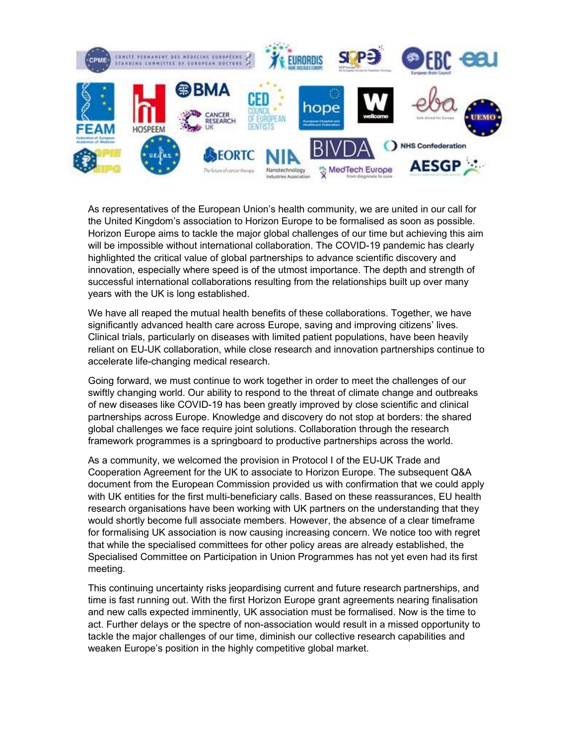As representatives of the European Union's health community, we are united in our call for the United Kingdom's association to Horizon Europe to be formalised as soon as possible. Horizon Europe aims to tackle the major global challenges of our time but achieving this aim will be impossible without international collaboration. The COVID-19 pandemic has clearly highlighted the critical value of global partnerships to advance scientific discovery and innovation, especially where speed is of the utmost importance. The depth and strength of successful international collaborations resulting from the relationships built up over many years with the UK is long established.

We have all reaped the mutual health benefits of these collaborations. Together, we have significantly advanced health care across Europe, saving and improving citizens' lives. Clinical trials, particularly on diseases with limited patient populations, have been heavily reliant on EU-UK collaboration, while close research and innovation partnerships continue to accelerate life-changing medical research.

Going forward, we must continue to work together in order to meet the challenges of our swiftly changing world. Our ability to respond to the threat of climate change and outbreaks of new diseases like COVID-19 has been greatly improved by close scientific and clinical partnerships across Europe. Knowledge and discovery do not stop at borders: the shared global challenges we face require joint solutions. Collaboration through the research framework programmes is a springboard to productive partnerships across the world.

As a community, we welcomed the provision in Protocol I of the EU-UK Trade and Cooperation Agreement for the UK to associate to Horizon Europe. The subsequent Q&A document from the European Commission provided us with confirmation that we could apply with UK entities for the first multi-beneficiary calls. Based on these reassurances, EU health research organisations have been working with UK partners on the understanding that they would shortly become full associate members. However, the absence of a clear timeframe for formalising UK association is now causing increasing concern. We notice too with regret that while the specialised committees for other policy areas are already established, the Specialised Committee on Participation in Union Programmes has not yet even had its first meeting.

This continuing uncertainty risks jeopardising current and future research partnerships, and time is fast running out. With the first Horizon Europe grant agreements nearing finalisation and new calls expected imminently, UK association must be formalised. Now is the time to act. Further delays or the spectre of non-association would result in a missed opportunity to tackle the major challenges of our time, diminish our collective research capabilities and weaken Europe's position in the highly competitive global market.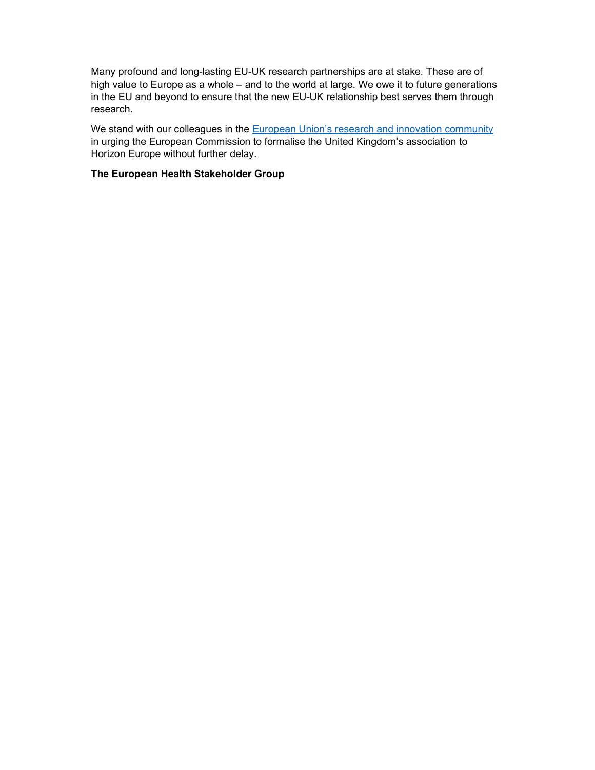Many profound and long-lasting EU-UK research partnerships are at stake. These are of high value to Europe as a whole – and to the world at large. We owe it to future generations in the EU and beyond to ensure that the new EU-UK relationship best serves them through research.

We stand with our colleagues in the European Union's research and innovation community in urging the European Commission to formalise the United Kingdom's association to Horizon Europe without further delay.

**The European Health Stakeholder Group**